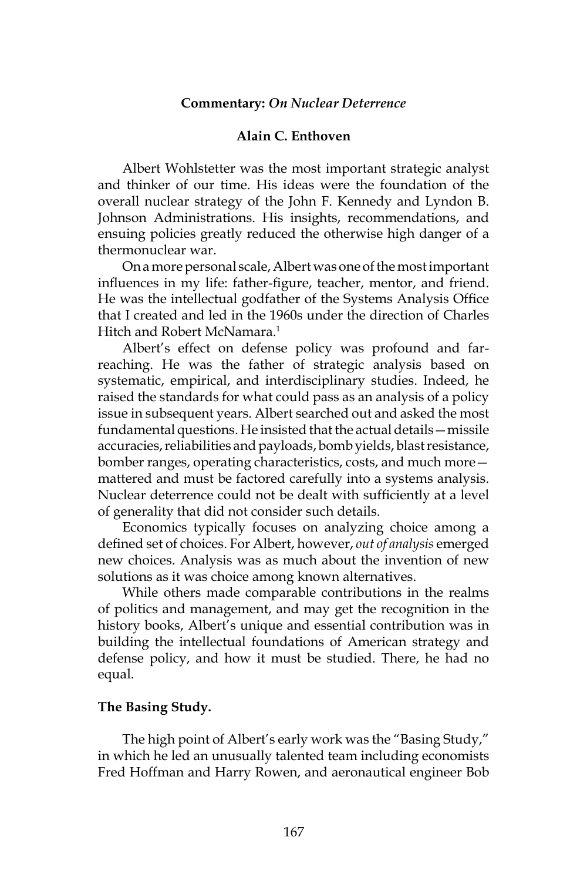# Commentary: *On Nuclear Deterrence*

**Alain C. Enthoven**

Albert Wohlstetter was the most important strategic analyst and thinker of our time. His ideas were the foundation of the overall nuclear strategy of the John F. Kennedy and Lyndon B. Johnson Administrations. His insights, recommendations, and ensuing policies greatly reduced the otherwise high danger of a thermonuclear war.

On a more personal scale, Albert was one of the most important influences in my life: father-figure, teacher, mentor, and friend. He was the intellectual godfather of the Systems Analysis Office that I created and led in the 1960s under the direction of Charles Hitch and Robert McNamara.[1]

Albert's effect on defense policy was profound and far-reaching. He was the father of strategic analysis based on systematic, empirical, and interdisciplinary studies. Indeed, he raised the standards for what could pass as an analysis of a policy issue in subsequent years. Albert searched out and asked the most fundamental questions. He insisted that the actual details—missile accuracies, reliabilities and payloads, bomb yields, blast resistance, bomber ranges, operating characteristics, costs, and much more—mattered and must be factored carefully into a systems analysis. Nuclear deterrence could not be dealt with sufficiently at a level of generality that did not consider such details.

Economics typically focuses on analyzing choice among a defined set of choices. For Albert, however, *out of analysis* emerged new choices. Analysis was as much about the invention of new solutions as it was choice among known alternatives.

While others made comparable contributions in the realms of politics and management, and may get the recognition in the history books, Albert's unique and essential contribution was in building the intellectual foundations of American strategy and defense policy, and how it must be studied. There, he had no equal.

## The Basing Study.

The high point of Albert's early work was the "Basing Study," in which he led an unusually talented team including economists Fred Hoffman and Harry Rowen, and aeronautical engineer Bob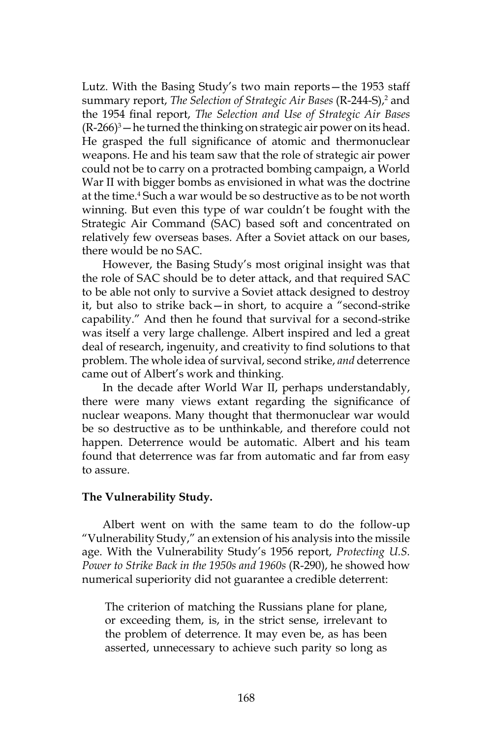Lutz. With the Basing Study's two main reports—the 1953 staff summary report, *The Selection of Strategic Air Bases* (R-244-S),[2] and the 1954 final report, *The Selection and Use of Strategic Air Bases* (R-266)[3]—he turned the thinking on strategic air power on its head. He grasped the full significance of atomic and thermonuclear weapons. He and his team saw that the role of strategic air power could not be to carry on a protracted bombing campaign, a World War II with bigger bombs as envisioned in what was the doctrine at the time.[4] Such a war would be so destructive as to be not worth winning. But even this type of war couldn't be fought with the Strategic Air Command (SAC) based soft and concentrated on relatively few overseas bases. After a Soviet attack on our bases, there would be no SAC.

However, the Basing Study's most original insight was that the role of SAC should be to deter attack, and that required SAC to be able not only to survive a Soviet attack designed to destroy it, but also to strike back—in short, to acquire a "second-strike capability." And then he found that survival for a second-strike was itself a very large challenge. Albert inspired and led a great deal of research, ingenuity, and creativity to find solutions to that problem. The whole idea of survival, second strike, *and* deterrence came out of Albert's work and thinking.

In the decade after World War II, perhaps understandably, there were many views extant regarding the significance of nuclear weapons. Many thought that thermonuclear war would be so destructive as to be unthinkable, and therefore could not happen. Deterrence would be automatic. Albert and his team found that deterrence was far from automatic and far from easy to assure.

**The Vulnerability Study.**

Albert went on with the same team to do the follow-up "Vulnerability Study," an extension of his analysis into the missile age. With the Vulnerability Study's 1956 report, *Protecting U.S. Power to Strike Back in the 1950s and 1960s* (R-290), he showed how numerical superiority did not guarantee a credible deterrent:

> The criterion of matching the Russians plane for plane, or exceeding them, is, in the strict sense, irrelevant to the problem of deterrence. It may even be, as has been asserted, unnecessary to achieve such parity so long as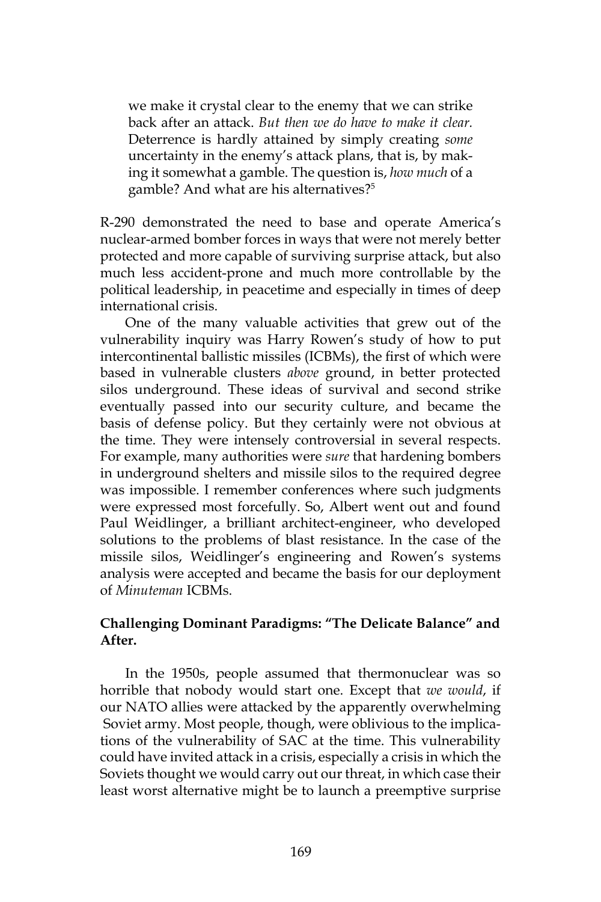we make it crystal clear to the enemy that we can strike back after an attack. *But then we do have to make it clear.* Deterrence is hardly attained by simply creating *some* uncertainty in the enemy's attack plans, that is, by making it somewhat a gamble. The question is, *how much* of a gamble? And what are his alternatives?[5]

R-290 demonstrated the need to base and operate America's nuclear-armed bomber forces in ways that were not merely better protected and more capable of surviving surprise attack, but also much less accident-prone and much more controllable by the political leadership, in peacetime and especially in times of deep international crisis.

One of the many valuable activities that grew out of the vulnerability inquiry was Harry Rowen's study of how to put intercontinental ballistic missiles (ICBMs), the first of which were based in vulnerable clusters *above* ground, in better protected silos underground. These ideas of survival and second strike eventually passed into our security culture, and became the basis of defense policy. But they certainly were not obvious at the time. They were intensely controversial in several respects. For example, many authorities were *sure* that hardening bombers in underground shelters and missile silos to the required degree was impossible. I remember conferences where such judgments were expressed most forcefully. So, Albert went out and found Paul Weidlinger, a brilliant architect-engineer, who developed solutions to the problems of blast resistance. In the case of the missile silos, Weidlinger's engineering and Rowen's systems analysis were accepted and became the basis for our deployment of *Minuteman* ICBMs.

## Challenging Dominant Paradigms: "The Delicate Balance" and After.

In the 1950s, people assumed that thermonuclear was so horrible that nobody would start one. Except that *we would*, if our NATO allies were attacked by the apparently overwhelming Soviet army. Most people, though, were oblivious to the implications of the vulnerability of SAC at the time. This vulnerability could have invited attack in a crisis, especially a crisis in which the Soviets thought we would carry out our threat, in which case their least worst alternative might be to launch a preemptive surprise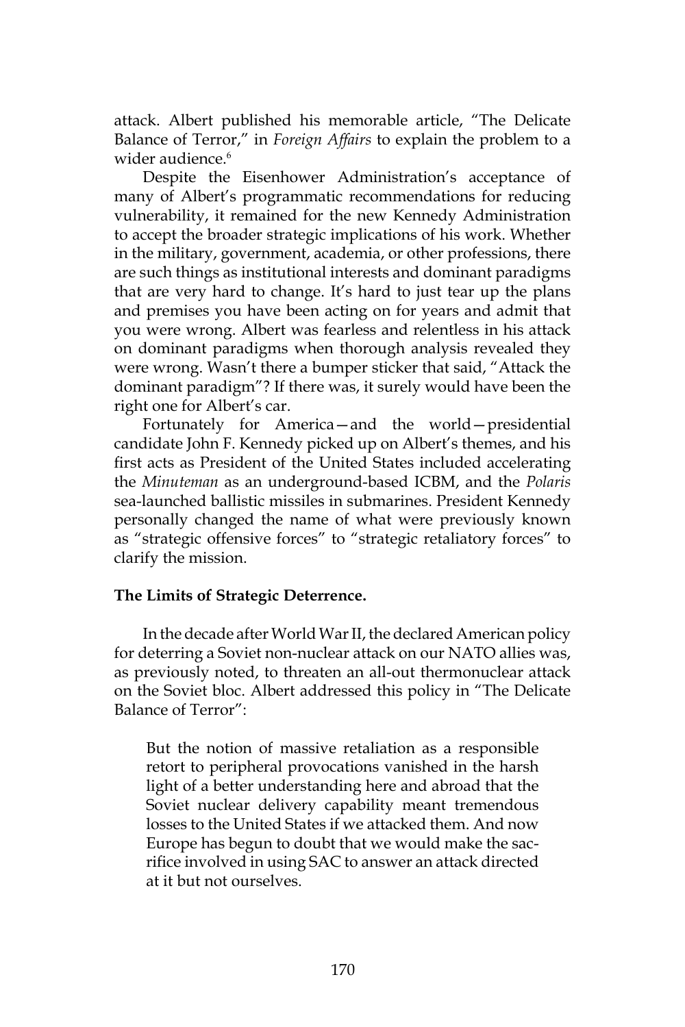attack. Albert published his memorable article, "The Delicate Balance of Terror," in *Foreign Affairs* to explain the problem to a wider audience.[6]

Despite the Eisenhower Administration's acceptance of many of Albert's programmatic recommendations for reducing vulnerability, it remained for the new Kennedy Administration to accept the broader strategic implications of his work. Whether in the military, government, academia, or other professions, there are such things as institutional interests and dominant paradigms that are very hard to change. It's hard to just tear up the plans and premises you have been acting on for years and admit that you were wrong. Albert was fearless and relentless in his attack on dominant paradigms when thorough analysis revealed they were wrong. Wasn't there a bumper sticker that said, "Attack the dominant paradigm"? If there was, it surely would have been the right one for Albert's car.

Fortunately for America—and the world—presidential candidate John F. Kennedy picked up on Albert's themes, and his first acts as President of the United States included accelerating the *Minuteman* as an underground-based ICBM, and the *Polaris* sea-launched ballistic missiles in submarines. President Kennedy personally changed the name of what were previously known as "strategic offensive forces" to "strategic retaliatory forces" to clarify the mission.

**The Limits of Strategic Deterrence.**

In the decade after World War II, the declared American policy for deterring a Soviet non-nuclear attack on our NATO allies was, as previously noted, to threaten an all-out thermonuclear attack on the Soviet bloc. Albert addressed this policy in "The Delicate Balance of Terror":

> But the notion of massive retaliation as a responsible retort to peripheral provocations vanished in the harsh light of a better understanding here and abroad that the Soviet nuclear delivery capability meant tremendous losses to the United States if we attacked them. And now Europe has begun to doubt that we would make the sacrifice involved in using SAC to answer an attack directed at it but not ourselves.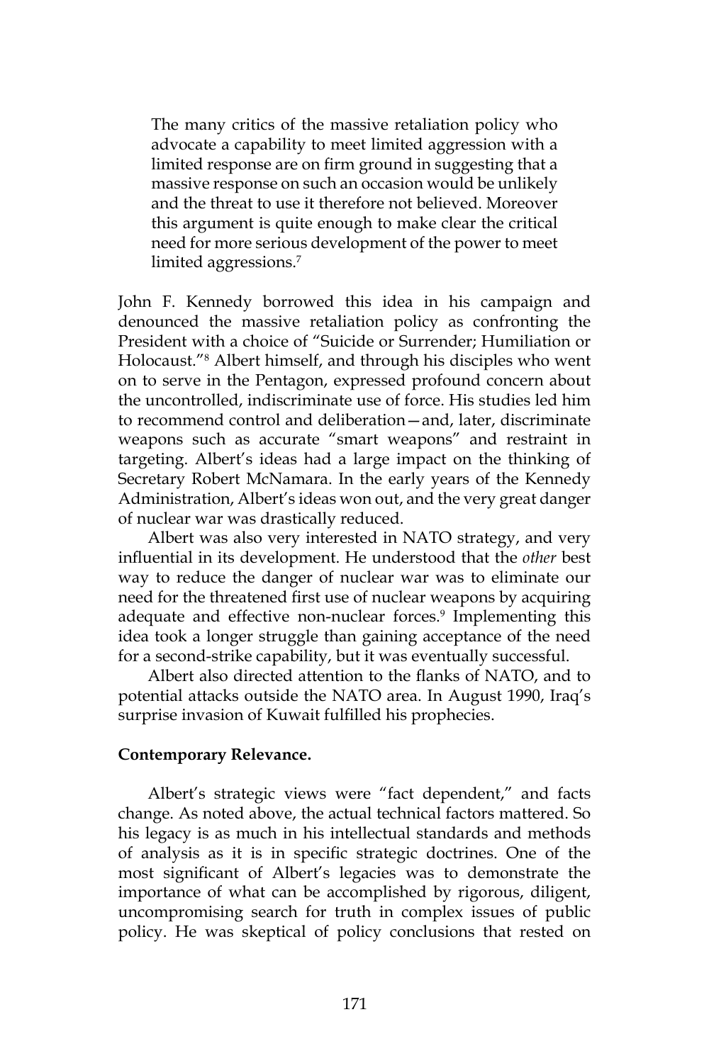> The many critics of the massive retaliation policy who advocate a capability to meet limited aggression with a limited response are on firm ground in suggesting that a massive response on such an occasion would be unlikely and the threat to use it therefore not believed. Moreover this argument is quite enough to make clear the critical need for more serious development of the power to meet limited aggressions.[7]

John F. Kennedy borrowed this idea in his campaign and denounced the massive retaliation policy as confronting the President with a choice of "Suicide or Surrender; Humiliation or Holocaust."[8] Albert himself, and through his disciples who went on to serve in the Pentagon, expressed profound concern about the uncontrolled, indiscriminate use of force. His studies led him to recommend control and deliberation—and, later, discriminate weapons such as accurate "smart weapons" and restraint in targeting. Albert's ideas had a large impact on the thinking of Secretary Robert McNamara. In the early years of the Kennedy Administration, Albert's ideas won out, and the very great danger of nuclear war was drastically reduced.

Albert was also very interested in NATO strategy, and very influential in its development. He understood that the *other* best way to reduce the danger of nuclear war was to eliminate our need for the threatened first use of nuclear weapons by acquiring adequate and effective non-nuclear forces.[9] Implementing this idea took a longer struggle than gaining acceptance of the need for a second-strike capability, but it was eventually successful.

Albert also directed attention to the flanks of NATO, and to potential attacks outside the NATO area. In August 1990, Iraq's surprise invasion of Kuwait fulfilled his prophecies.

**Contemporary Relevance.**

Albert's strategic views were "fact dependent," and facts change. As noted above, the actual technical factors mattered. So his legacy is as much in his intellectual standards and methods of analysis as it is in specific strategic doctrines. One of the most significant of Albert's legacies was to demonstrate the importance of what can be accomplished by rigorous, diligent, uncompromising search for truth in complex issues of public policy. He was skeptical of policy conclusions that rested on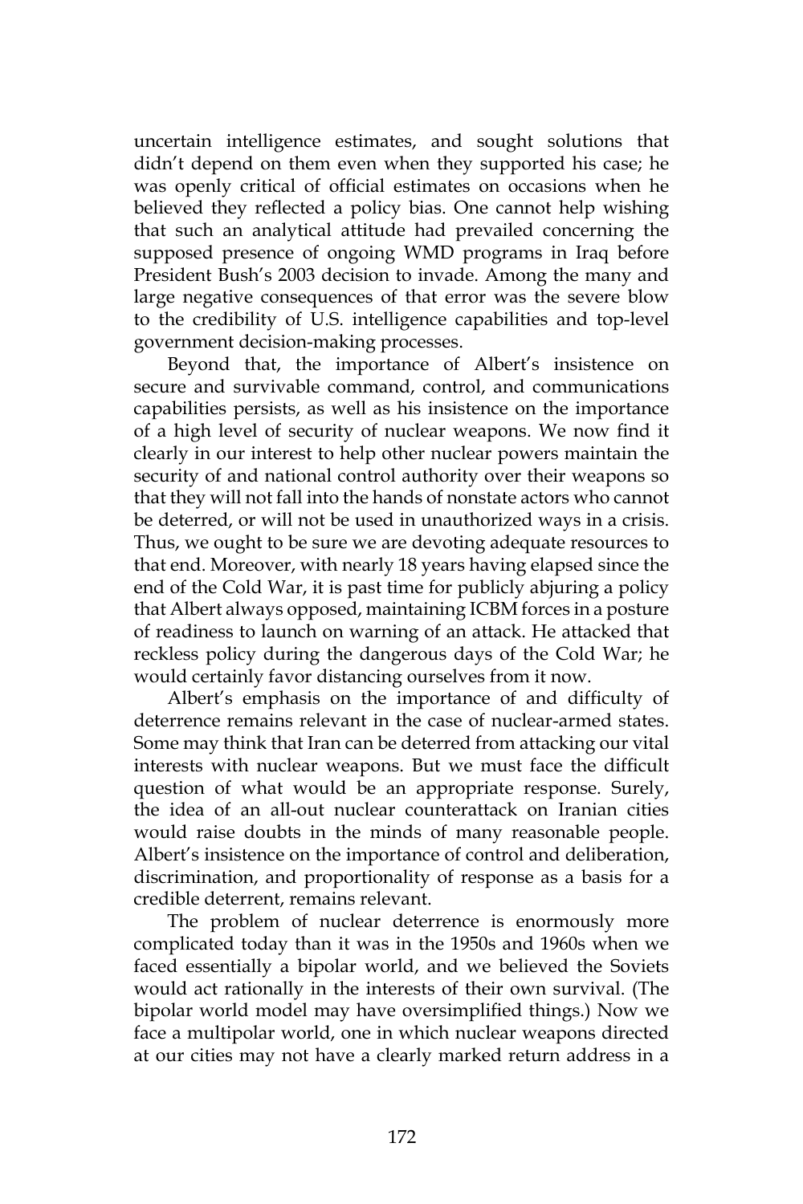uncertain intelligence estimates, and sought solutions that didn't depend on them even when they supported his case; he was openly critical of official estimates on occasions when he believed they reflected a policy bias. One cannot help wishing that such an analytical attitude had prevailed concerning the supposed presence of ongoing WMD programs in Iraq before President Bush's 2003 decision to invade. Among the many and large negative consequences of that error was the severe blow to the credibility of U.S. intelligence capabilities and top-level government decision-making processes.

Beyond that, the importance of Albert's insistence on secure and survivable command, control, and communications capabilities persists, as well as his insistence on the importance of a high level of security of nuclear weapons. We now find it clearly in our interest to help other nuclear powers maintain the security of and national control authority over their weapons so that they will not fall into the hands of nonstate actors who cannot be deterred, or will not be used in unauthorized ways in a crisis. Thus, we ought to be sure we are devoting adequate resources to that end. Moreover, with nearly 18 years having elapsed since the end of the Cold War, it is past time for publicly abjuring a policy that Albert always opposed, maintaining ICBM forces in a posture of readiness to launch on warning of an attack. He attacked that reckless policy during the dangerous days of the Cold War; he would certainly favor distancing ourselves from it now.

Albert's emphasis on the importance of and difficulty of deterrence remains relevant in the case of nuclear-armed states. Some may think that Iran can be deterred from attacking our vital interests with nuclear weapons. But we must face the difficult question of what would be an appropriate response. Surely, the idea of an all-out nuclear counterattack on Iranian cities would raise doubts in the minds of many reasonable people. Albert's insistence on the importance of control and deliberation, discrimination, and proportionality of response as a basis for a credible deterrent, remains relevant.

The problem of nuclear deterrence is enormously more complicated today than it was in the 1950s and 1960s when we faced essentially a bipolar world, and we believed the Soviets would act rationally in the interests of their own survival. (The bipolar world model may have oversimplified things.) Now we face a multipolar world, one in which nuclear weapons directed at our cities may not have a clearly marked return address in a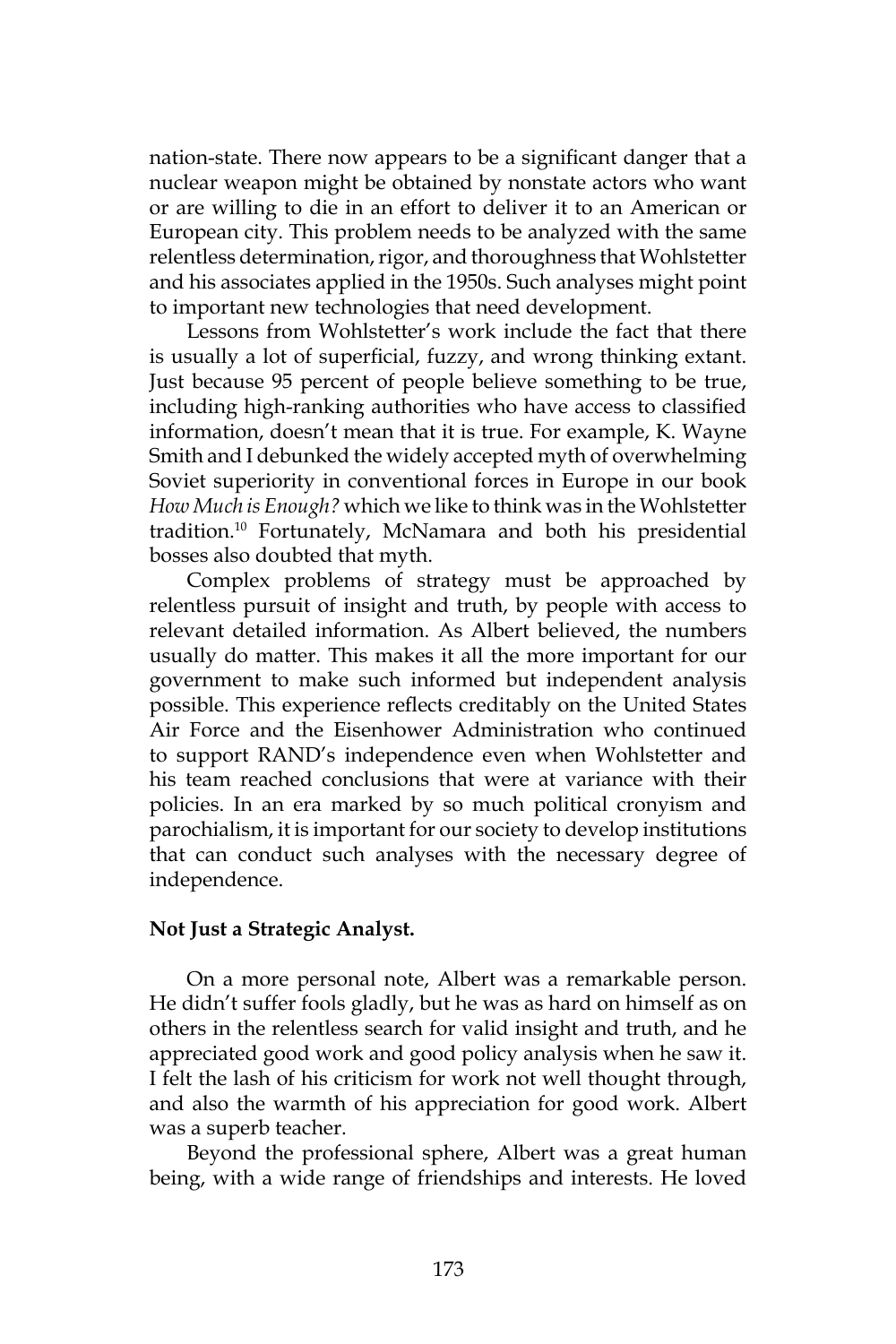nation-state. There now appears to be a significant danger that a nuclear weapon might be obtained by nonstate actors who want or are willing to die in an effort to deliver it to an American or European city. This problem needs to be analyzed with the same relentless determination, rigor, and thoroughness that Wohlstetter and his associates applied in the 1950s. Such analyses might point to important new technologies that need development.

Lessons from Wohlstetter's work include the fact that there is usually a lot of superficial, fuzzy, and wrong thinking extant. Just because 95 percent of people believe something to be true, including high-ranking authorities who have access to classified information, doesn't mean that it is true. For example, K. Wayne Smith and I debunked the widely accepted myth of overwhelming Soviet superiority in conventional forces in Europe in our book *How Much is Enough?* which we like to think was in the Wohlstetter tradition.[10] Fortunately, McNamara and both his presidential bosses also doubted that myth.

Complex problems of strategy must be approached by relentless pursuit of insight and truth, by people with access to relevant detailed information. As Albert believed, the numbers usually do matter. This makes it all the more important for our government to make such informed but independent analysis possible. This experience reflects creditably on the United States Air Force and the Eisenhower Administration who continued to support RAND's independence even when Wohlstetter and his team reached conclusions that were at variance with their policies. In an era marked by so much political cronyism and parochialism, it is important for our society to develop institutions that can conduct such analyses with the necessary degree of independence.

**Not Just a Strategic Analyst.**

On a more personal note, Albert was a remarkable person. He didn't suffer fools gladly, but he was as hard on himself as on others in the relentless search for valid insight and truth, and he appreciated good work and good policy analysis when he saw it. I felt the lash of his criticism for work not well thought through, and also the warmth of his appreciation for good work. Albert was a superb teacher.

Beyond the professional sphere, Albert was a great human being, with a wide range of friendships and interests. He loved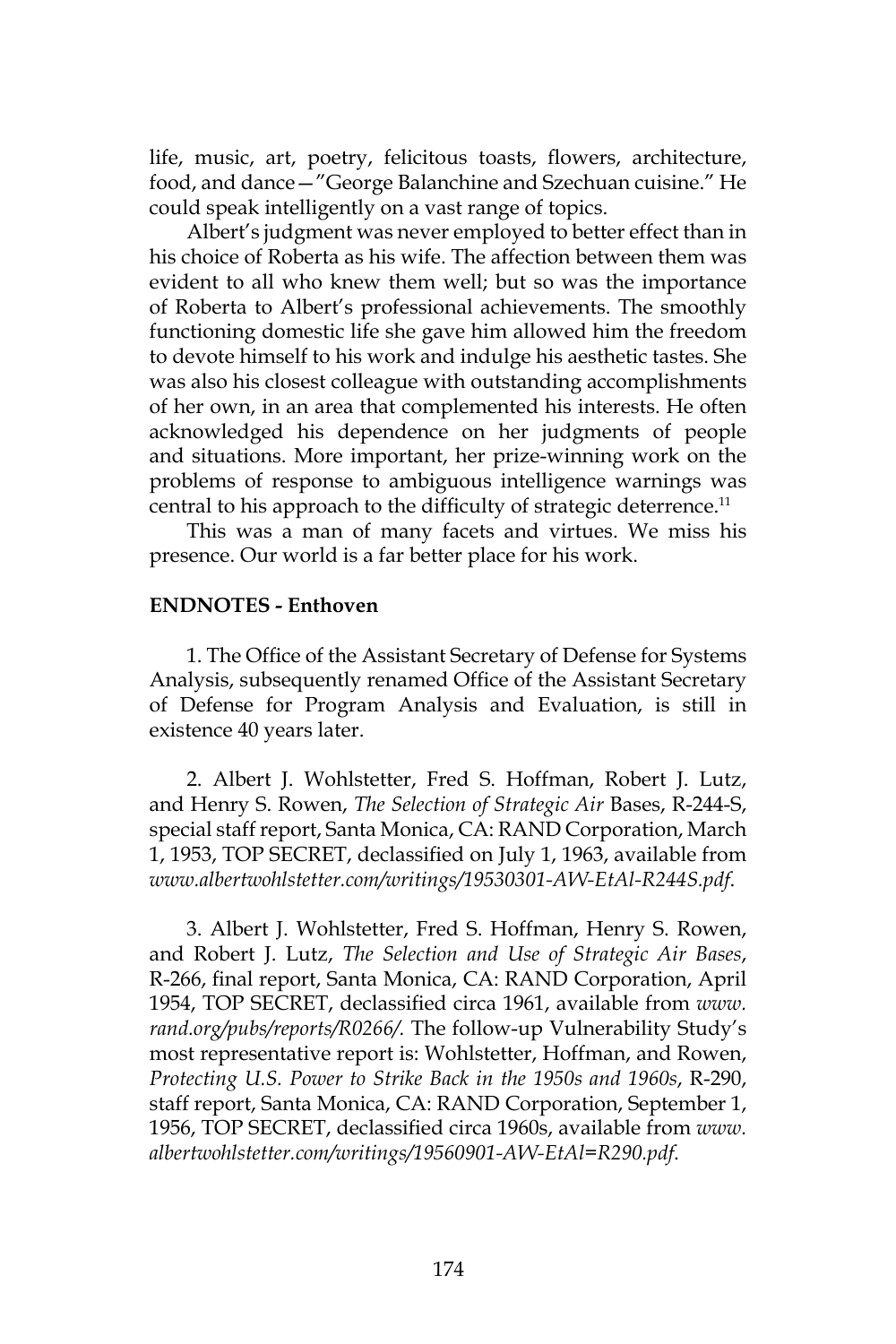life, music, art, poetry, felicitous toasts, flowers, architecture, food, and dance—"George Balanchine and Szechuan cuisine." He could speak intelligently on a vast range of topics.

Albert's judgment was never employed to better effect than in his choice of Roberta as his wife. The affection between them was evident to all who knew them well; but so was the importance of Roberta to Albert's professional achievements. The smoothly functioning domestic life she gave him allowed him the freedom to devote himself to his work and indulge his aesthetic tastes. She was also his closest colleague with outstanding accomplishments of her own, in an area that complemented his interests. He often acknowledged his dependence on her judgments of people and situations. More important, her prize-winning work on the problems of response to ambiguous intelligence warnings was central to his approach to the difficulty of strategic deterrence.[11]

This was a man of many facets and virtues. We miss his presence. Our world is a far better place for his work.

**ENDNOTES - Enthoven**

1. The Office of the Assistant Secretary of Defense for Systems Analysis, subsequently renamed Office of the Assistant Secretary of Defense for Program Analysis and Evaluation, is still in existence 40 years later.

2. Albert J. Wohlstetter, Fred S. Hoffman, Robert J. Lutz, and Henry S. Rowen, *The Selection of Strategic Air* Bases, R-244-S, special staff report, Santa Monica, CA: RAND Corporation, March 1, 1953, TOP SECRET, declassified on July 1, 1963, available from *www.albertwohlstetter.com/writings/19530301-AW-EtAl-R244S.pdf*.

3. Albert J. Wohlstetter, Fred S. Hoffman, Henry S. Rowen, and Robert J. Lutz, *The Selection and Use of Strategic Air Bases*, R-266, final report, Santa Monica, CA: RAND Corporation, April 1954, TOP SECRET, declassified circa 1961, available from *www.rand.org/pubs/reports/R0266/.* The follow-up Vulnerability Study's most representative report is: Wohlstetter, Hoffman, and Rowen, *Protecting U.S. Power to Strike Back in the 1950s and 1960s*, R-290, staff report, Santa Monica, CA: RAND Corporation, September 1, 1956, TOP SECRET, declassified circa 1960s, available from *www.albertwohlstetter.com/writings/19560901-AW-EtAl=R290.pdf*.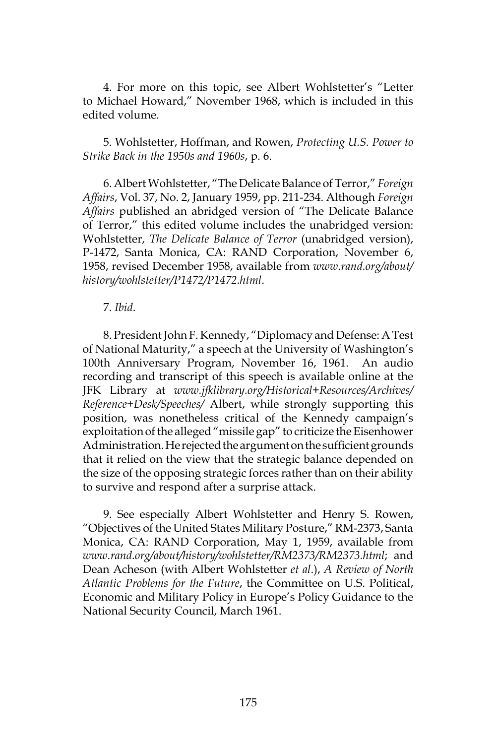4. For more on this topic, see Albert Wohlstetter's "Letter to Michael Howard," November 1968, which is included in this edited volume.

5. Wohlstetter, Hoffman, and Rowen, *Protecting U.S. Power to Strike Back in the 1950s and 1960s*, p. 6.

6. Albert Wohlstetter, "The Delicate Balance of Terror," *Foreign Affairs*, Vol. 37, No. 2, January 1959, pp. 211-234. Although *Foreign Affairs* published an abridged version of "The Delicate Balance of Terror," this edited volume includes the unabridged version: Wohlstetter, *The Delicate Balance of Terror* (unabridged version), P-1472, Santa Monica, CA: RAND Corporation, November 6, 1958, revised December 1958, available from *www.rand.org/about/history/wohlstetter/P1472/P1472.html*.

7. *Ibid*.

8. President John F. Kennedy, "Diplomacy and Defense: A Test of National Maturity," a speech at the University of Washington's 100th Anniversary Program, November 16, 1961. An audio recording and transcript of this speech is available online at the JFK Library at *www.jfklibrary.org/Historical+Resources/Archives/Reference+Desk/Speeches/* Albert, while strongly supporting this position, was nonetheless critical of the Kennedy campaign's exploitation of the alleged "missile gap" to criticize the Eisenhower Administration. He rejected the argument on the sufficient grounds that it relied on the view that the strategic balance depended on the size of the opposing strategic forces rather than on their ability to survive and respond after a surprise attack.

9. See especially Albert Wohlstetter and Henry S. Rowen, "Objectives of the United States Military Posture," RM-2373, Santa Monica, CA: RAND Corporation, May 1, 1959, available from *www.rand.org/about/history/wohlstetter/RM2373/RM2373.html*; and Dean Acheson (with Albert Wohlstetter *et al*.), *A Review of North Atlantic Problems for the Future*, the Committee on U.S. Political, Economic and Military Policy in Europe's Policy Guidance to the National Security Council, March 1961.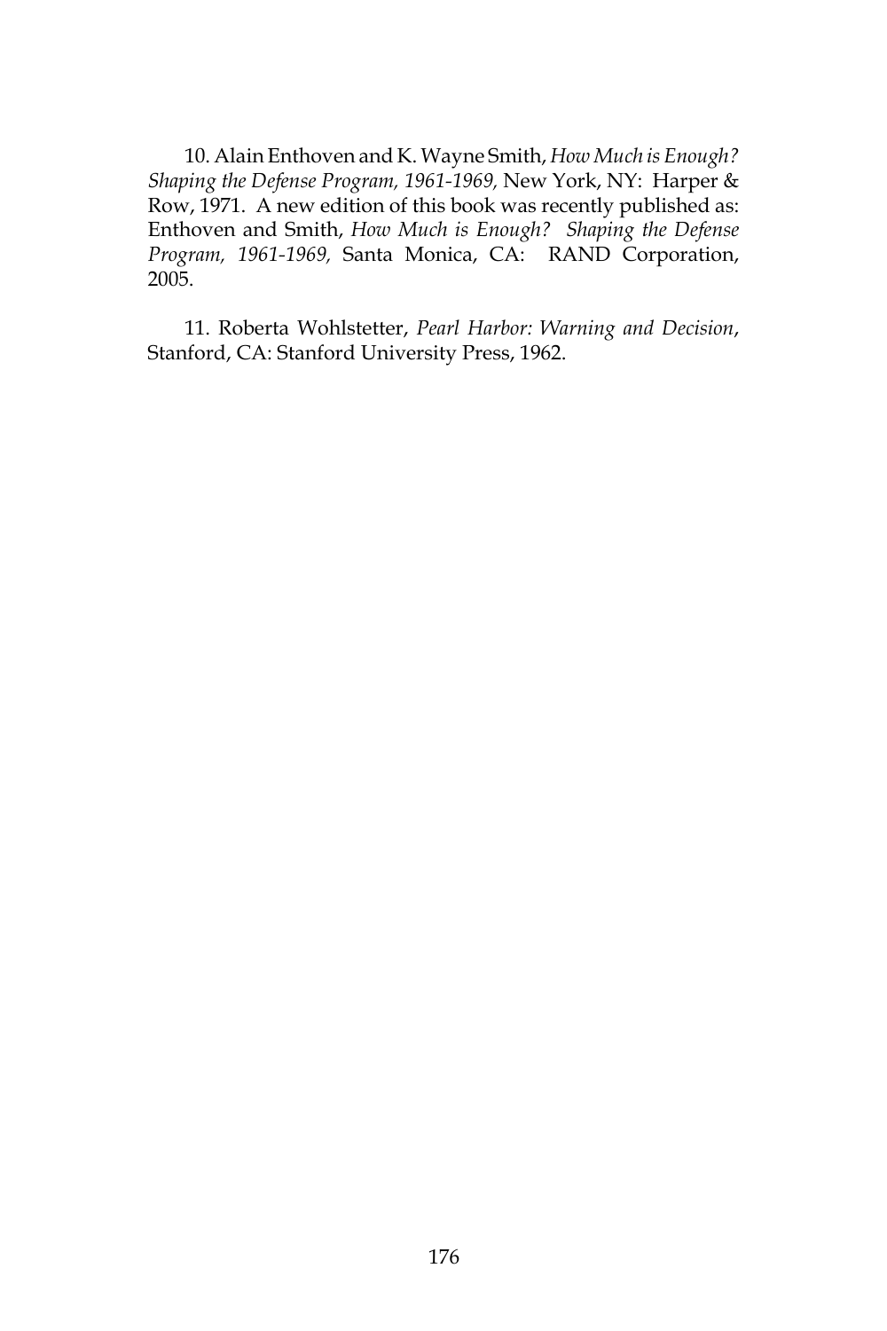10. Alain Enthoven and K. Wayne Smith, *How Much is Enough? Shaping the Defense Program, 1961-1969,* New York, NY: Harper & Row, 1971. A new edition of this book was recently published as: Enthoven and Smith, *How Much is Enough? Shaping the Defense Program, 1961-1969,* Santa Monica, CA: RAND Corporation, 2005.

11. Roberta Wohlstetter, *Pearl Harbor: Warning and Decision*, Stanford, CA: Stanford University Press, 1962.